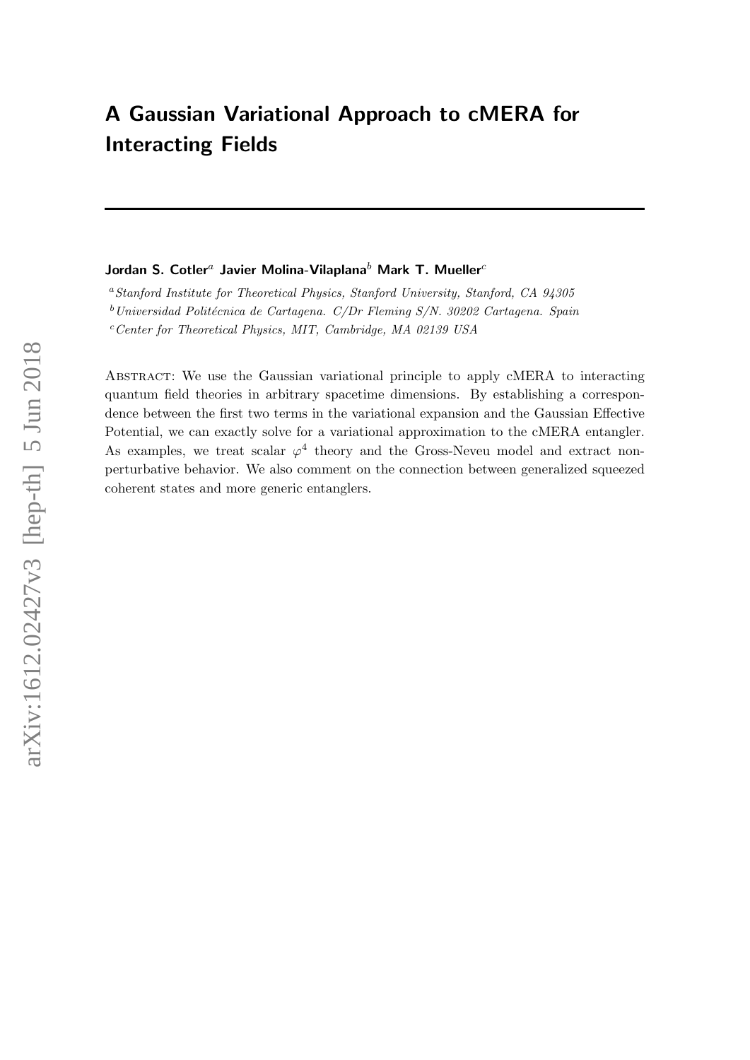# A Gaussian Variational Approach to cMERA for Interacting Fields

**Jordan S. Cotler**[a] **Javier Molina-Vilaplana**[b] **Mark T. Mueller**[c]

[a] *Stanford Institute for Theoretical Physics, Stanford University, Stanford, CA 94305*

[b] *Universidad Politécnica de Cartagena. C/Dr Fleming S/N. 30202 Cartagena. Spain*

[c] *Center for Theoretical Physics, MIT, Cambridge, MA 02139 USA*

Abstract: We use the Gaussian variational principle to apply cMERA to interacting quantum field theories in arbitrary spacetime dimensions. By establishing a correspondence between the first two terms in the variational expansion and the Gaussian Effective Potential, we can exactly solve for a variational approximation to the cMERA entangler. As examples, we treat scalar $\varphi^4$ theory and the Gross-Neveu model and extract non-perturbative behavior. We also comment on the connection between generalized squeezed coherent states and more generic entanglers.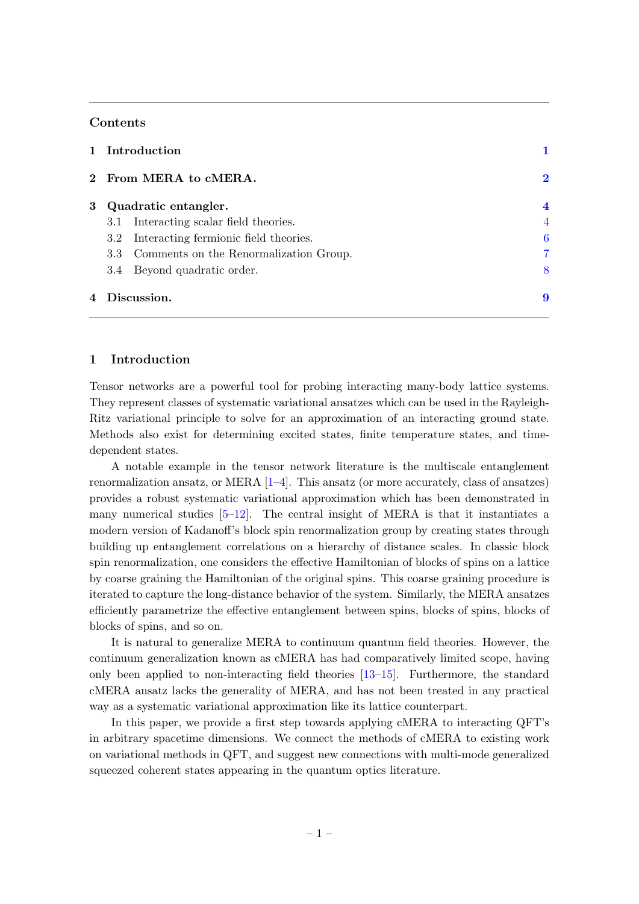## Contents

| | | |
|---|---|---|
| **1** | **Introduction** | **1** |
| **2** | **From MERA to cMERA.** | **2** |
| **3** | **Quadratic entangler.** | **4** |
| | 3.1 Interacting scalar field theories. | 4 |
| | 3.2 Interacting fermionic field theories. | 6 |
| | 3.3 Comments on the Renormalization Group. | 7 |
| | 3.4 Beyond quadratic order. | 8 |
| **4** | **Discussion.** | **9** |

## 1 Introduction

Tensor networks are a powerful tool for probing interacting many-body lattice systems. They represent classes of systematic variational ansatzes which can be used in the Rayleigh-Ritz variational principle to solve for an approximation of an interacting ground state. Methods also exist for determining excited states, finite temperature states, and time-dependent states.

A notable example in the tensor network literature is the multiscale entanglement renormalization ansatz, or MERA [1–4]. This ansatz (or more accurately, class of ansatzes) provides a robust systematic variational approximation which has been demonstrated in many numerical studies [5–12]. The central insight of MERA is that it instantiates a modern version of Kadanoff's block spin renormalization group by creating states through building up entanglement correlations on a hierarchy of distance scales. In classic block spin renormalization, one considers the effective Hamiltonian of blocks of spins on a lattice by coarse graining the Hamiltonian of the original spins. This coarse graining procedure is iterated to capture the long-distance behavior of the system. Similarly, the MERA ansatzes efficiently parametrize the effective entanglement between spins, blocks of spins, blocks of blocks of spins, and so on.

It is natural to generalize MERA to continuum quantum field theories. However, the continuum generalization known as cMERA has had comparatively limited scope, having only been applied to non-interacting field theories [13–15]. Furthermore, the standard cMERA ansatz lacks the generality of MERA, and has not been treated in any practical way as a systematic variational approximation like its lattice counterpart.

In this paper, we provide a first step towards applying cMERA to interacting QFT's in arbitrary spacetime dimensions. We connect the methods of cMERA to existing work on variational methods in QFT, and suggest new connections with multi-mode generalized squeezed coherent states appearing in the quantum optics literature.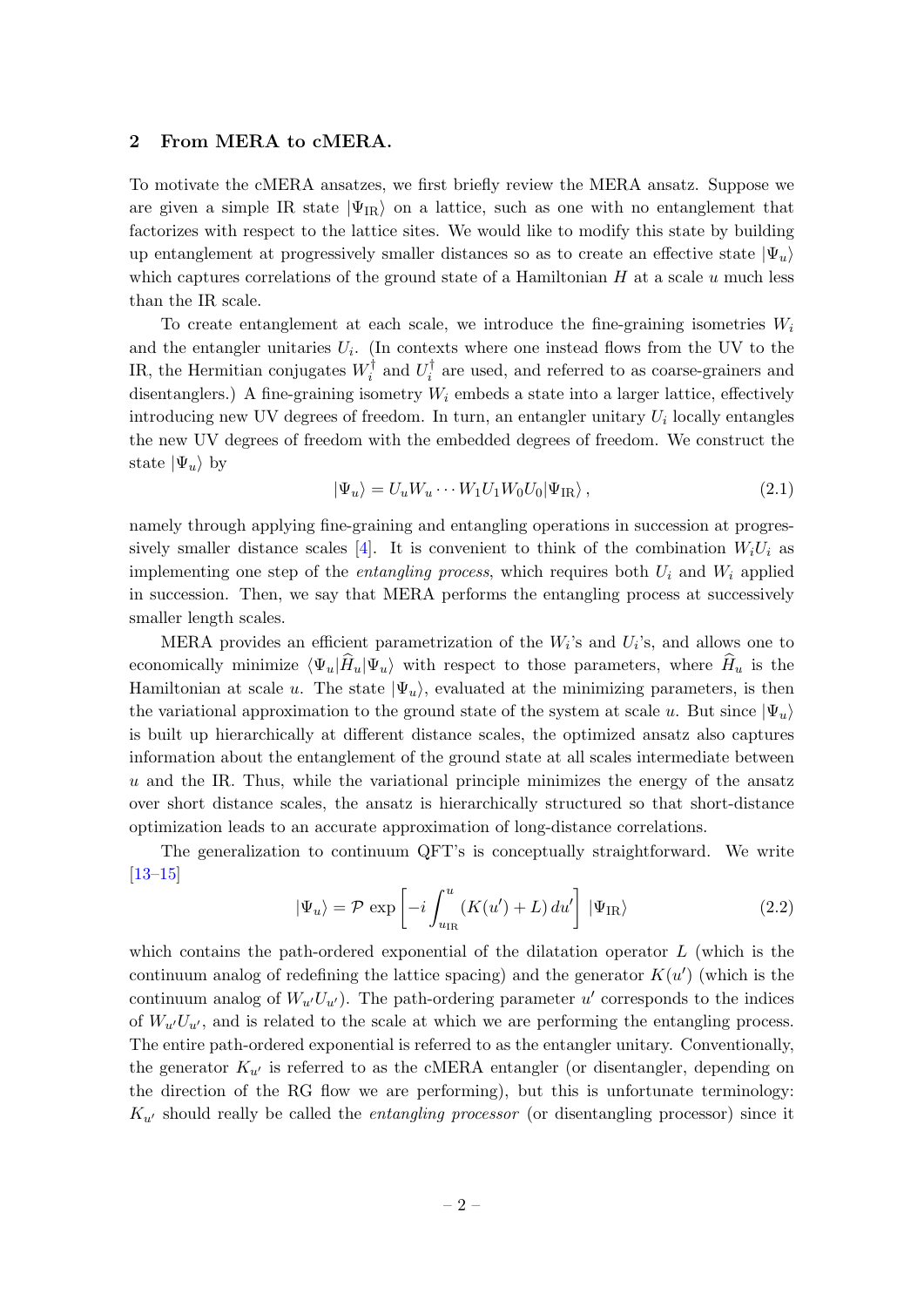## 2 From MERA to cMERA.

To motivate the cMERA ansatzes, we first briefly review the MERA ansatz. Suppose we are given a simple IR state $|\Psi_{\rm IR}\rangle$ on a lattice, such as one with no entanglement that factorizes with respect to the lattice sites. We would like to modify this state by building up entanglement at progressively smaller distances so as to create an effective state $|\Psi_u\rangle$ which captures correlations of the ground state of a Hamiltonian $H$ at a scale $u$ much less than the IR scale.

To create entanglement at each scale, we introduce the fine-graining isometries $W_i$ and the entangler unitaries $U_i$. (In contexts where one instead flows from the UV to the IR, the Hermitian conjugates $W_i^\dagger$ and $U_i^\dagger$ are used, and referred to as coarse-grainers and disentanglers.) A fine-graining isometry $W_i$ embeds a state into a larger lattice, effectively introducing new UV degrees of freedom. In turn, an entangler unitary $U_i$ locally entangles the new UV degrees of freedom with the embedded degrees of freedom. We construct the state $|\Psi_u\rangle$ by

$$|\Psi_u\rangle = U_u W_u \cdots W_1 U_1 W_0 U_0 |\Psi_{\rm IR}\rangle\,, \tag{2.1}$$

namely through applying fine-graining and entangling operations in succession at progressively smaller distance scales [4]. It is convenient to think of the combination $W_i U_i$ as implementing one step of the *entangling process*, which requires both $U_i$ and $W_i$ applied in succession. Then, we say that MERA performs the entangling process at successively smaller length scales.

MERA provides an efficient parametrization of the $W_i$'s and $U_i$'s, and allows one to economically minimize $\langle \Psi_u|\widehat{H}_u|\Psi_u\rangle$ with respect to those parameters, where $\widehat{H}_u$ is the Hamiltonian at scale $u$. The state $|\Psi_u\rangle$, evaluated at the minimizing parameters, is then the variational approximation to the ground state of the system at scale $u$. But since $|\Psi_u\rangle$ is built up hierarchically at different distance scales, the optimized ansatz also captures information about the entanglement of the ground state at all scales intermediate between $u$ and the IR. Thus, while the variational principle minimizes the energy of the ansatz over short distance scales, the ansatz is hierarchically structured so that short-distance optimization leads to an accurate approximation of long-distance correlations.

The generalization to continuum QFT's is conceptually straightforward. We write [13–15]

$$|\Psi_u\rangle = \mathcal{P}\,\exp\left[-i\int_{u_{\rm IR}}^{u}\left(K(u') + L\right)du'\right]\,|\Psi_{\rm IR}\rangle \tag{2.2}$$

which contains the path-ordered exponential of the dilatation operator $L$ (which is the continuum analog of redefining the lattice spacing) and the generator $K(u')$ (which is the continuum analog of $W_{u'}U_{u'}$). The path-ordering parameter $u'$ corresponds to the indices of $W_{u'}U_{u'}$, and is related to the scale at which we are performing the entangling process. The entire path-ordered exponential is referred to as the entangler unitary. Conventionally, the generator $K_{u'}$ is referred to as the cMERA entangler (or disentangler, depending on the direction of the RG flow we are performing), but this is unfortunate terminology: $K_{u'}$ should really be called the *entangling processor* (or disentangling processor) since it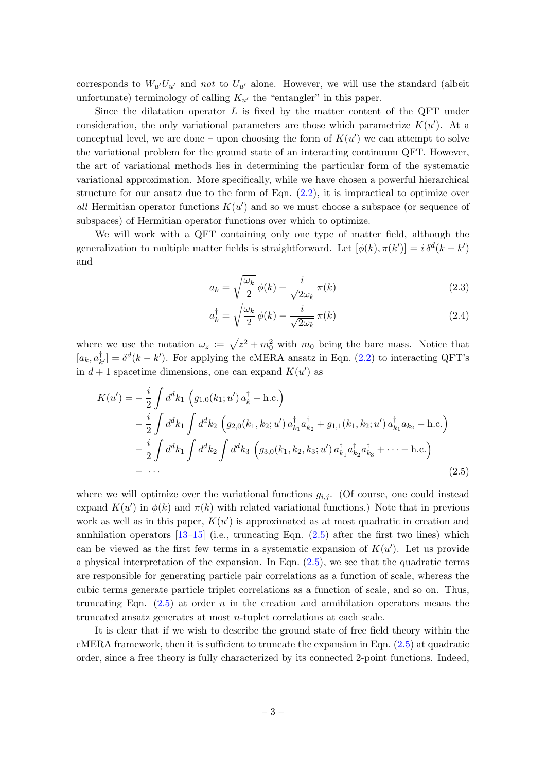corresponds to $W_{u'}U_{u'}$ and *not* to $U_{u'}$ alone. However, we will use the standard (albeit unfortunate) terminology of calling $K_{u'}$ the "entangler" in this paper.

Since the dilatation operator $L$ is fixed by the matter content of the QFT under consideration, the only variational parameters are those which parametrize $K(u')$. At a conceptual level, we are done – upon choosing the form of $K(u')$ we can attempt to solve the variational problem for the ground state of an interacting continuum QFT. However, the art of variational methods lies in determining the particular form of the systematic variational approximation. More specifically, while we have chosen a powerful hierarchical structure for our ansatz due to the form of Eqn. (2.2), it is impractical to optimize over *all* Hermitian operator functions $K(u')$ and so we must choose a subspace (or sequence of subspaces) of Hermitian operator functions over which to optimize.

We will work with a QFT containing only one type of matter field, although the generalization to multiple matter fields is straightforward. Let $[\phi(k), \pi(k')] = i\,\delta^d(k+k')$ and

$$a_k = \sqrt{\frac{\omega_k}{2}}\,\phi(k) + \frac{i}{\sqrt{2\omega_k}}\,\pi(k) \tag{2.3}$$

$$a_k^\dagger = \sqrt{\frac{\omega_k}{2}}\,\phi(k) - \frac{i}{\sqrt{2\omega_k}}\,\pi(k) \tag{2.4}$$

where we use the notation $\omega_z := \sqrt{z^2 + m_0^2}$ with $m_0$ being the bare mass. Notice that $[a_k, a_{k'}^\dagger] = \delta^d(k-k')$. For applying the cMERA ansatz in Eqn. (2.2) to interacting QFT's in $d+1$ spacetime dimensions, one can expand $K(u')$ as

$$\begin{aligned}
K(u') = &-\frac{i}{2}\int d^dk_1\,\left(g_{1,0}(k_1;u')\,a_k^\dagger - \text{h.c.}\right) \\
&-\frac{i}{2}\int d^dk_1 \int d^dk_2\,\left(g_{2,0}(k_1,k_2;u')\,a_{k_1}^\dagger a_{k_2}^\dagger + g_{1,1}(k_1,k_2;u')\,a_{k_1}^\dagger a_{k_2} - \text{h.c.}\right) \\
&-\frac{i}{2}\int d^dk_1 \int d^dk_2 \int d^dk_3\,\left(g_{3,0}(k_1,k_2,k_3;u')\,a_{k_1}^\dagger a_{k_2}^\dagger a_{k_3}^\dagger + \cdots - \text{h.c.}\right) \\
&- \cdots
\end{aligned} \tag{2.5}$$

where we will optimize over the variational functions $g_{i,j}$. (Of course, one could instead expand $K(u')$ in $\phi(k)$ and $\pi(k)$ with related variational functions.) Note that in previous work as well as in this paper, $K(u')$ is approximated as at most quadratic in creation and annhilation operators [13–15] (i.e., truncating Eqn. (2.5) after the first two lines) which can be viewed as the first few terms in a systematic expansion of $K(u')$. Let us provide a physical interpretation of the expansion. In Eqn. (2.5), we see that the quadratic terms are responsible for generating particle pair correlations as a function of scale, whereas the cubic terms generate particle triplet correlations as a function of scale, and so on. Thus, truncating Eqn. (2.5) at order $n$ in the creation and annihilation operators means the truncated ansatz generates at most $n$-tuplet correlations at each scale.

It is clear that if we wish to describe the ground state of free field theory within the cMERA framework, then it is sufficient to truncate the expansion in Eqn. (2.5) at quadratic order, since a free theory is fully characterized by its connected 2-point functions. Indeed,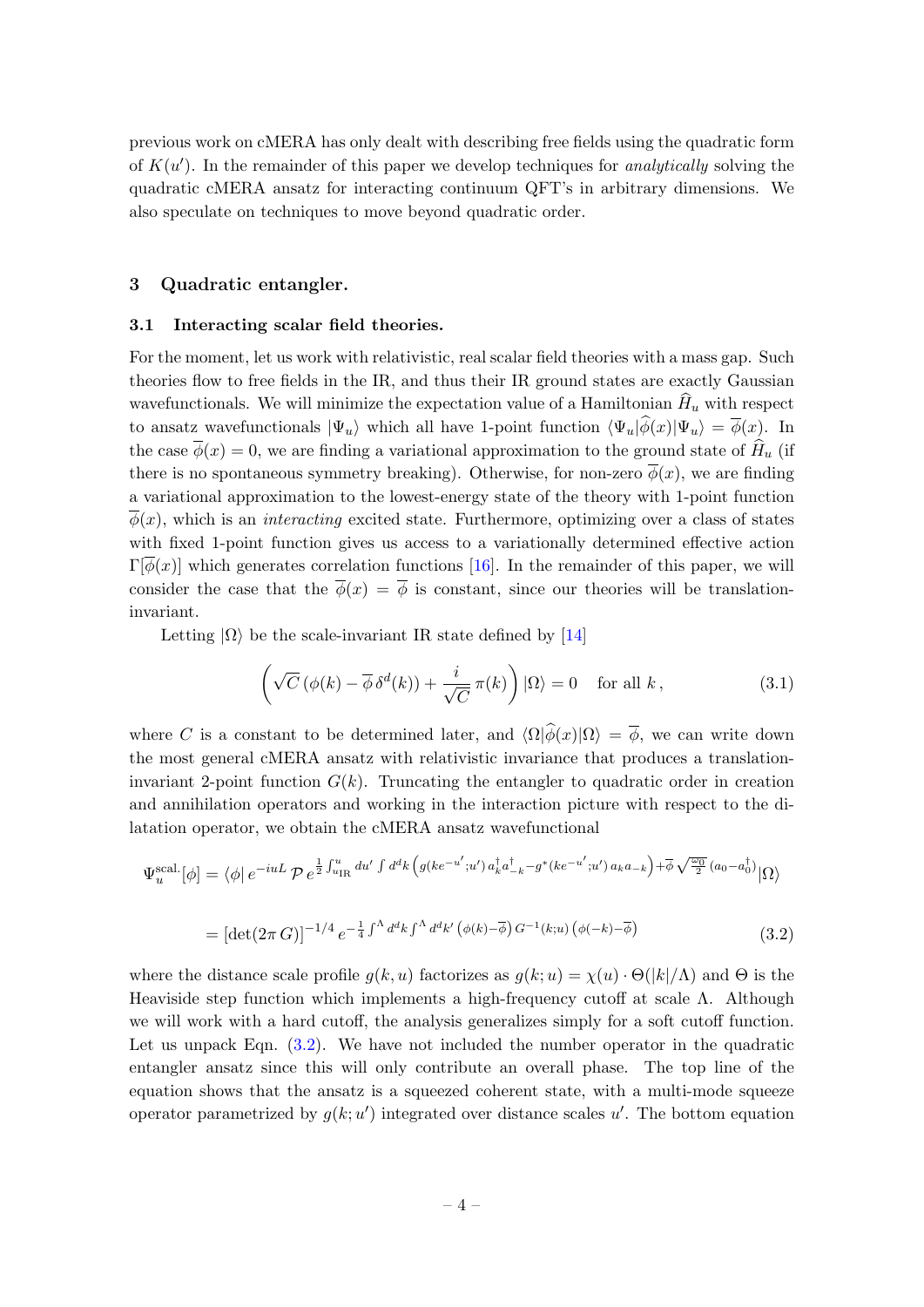previous work on cMERA has only dealt with describing free fields using the quadratic form of $K(u')$. In the remainder of this paper we develop techniques for *analytically* solving the quadratic cMERA ansatz for interacting continuum QFT's in arbitrary dimensions. We also speculate on techniques to move beyond quadratic order.

## 3 Quadratic entangler.

### 3.1 Interacting scalar field theories.

For the moment, let us work with relativistic, real scalar field theories with a mass gap. Such theories flow to free fields in the IR, and thus their IR ground states are exactly Gaussian wavefunctionals. We will minimize the expectation value of a Hamiltonian $\widehat{H}_u$ with respect to ansatz wavefunctionals $|\Psi_u\rangle$ which all have 1-point function $\langle\Psi_u|\widehat{\phi}(x)|\Psi_u\rangle = \overline{\phi}(x)$. In the case $\overline{\phi}(x) = 0$, we are finding a variational approximation to the ground state of $\widehat{H}_u$ (if there is no spontaneous symmetry breaking). Otherwise, for non-zero $\overline{\phi}(x)$, we are finding a variational approximation to the lowest-energy state of the theory with 1-point function $\overline{\phi}(x)$, which is an *interacting* excited state. Furthermore, optimizing over a class of states with fixed 1-point function gives us access to a variationally determined effective action $\Gamma[\overline{\phi}(x)]$ which generates correlation functions [16]. In the remainder of this paper, we will consider the case that the $\overline{\phi}(x) = \overline{\phi}$ is constant, since our theories will be translation-invariant.

Letting $|\Omega\rangle$ be the scale-invariant IR state defined by [14]

$$\left(\sqrt{C}\,(\phi(k) - \overline{\phi}\,\delta^d(k)) + \frac{i}{\sqrt{C}}\,\pi(k)\right)|\Omega\rangle = 0 \quad \text{for all } k\,, \tag{3.1}$$

where $C$ is a constant to be determined later, and $\langle\Omega|\widehat{\phi}(x)|\Omega\rangle = \overline{\phi}$, we can write down the most general cMERA ansatz with relativistic invariance that produces a translation-invariant 2-point function $G(k)$. Truncating the entangler to quadratic order in creation and annihilation operators and working in the interaction picture with respect to the dilatation operator, we obtain the cMERA ansatz wavefunctional

$$\Psi_u^{\text{scal.}}[\phi] = \langle\phi|\, e^{-iuL}\,\mathcal{P}\, e^{\frac{1}{2}\int_{u_{\text{IR}}}^{u} du' \int d^dk \left(g(ke^{-u'};u')\, a_k^\dagger a_{-k}^\dagger - g^*(ke^{-u'};u')\, a_k a_{-k}\right) + \overline{\phi}\,\sqrt{\frac{\omega_0}{2}}\,(a_0 - a_0^\dagger)}|\Omega\rangle$$

$$= \left[\det(2\pi\, G)\right]^{-1/4} e^{-\frac{1}{4}\int^{\Lambda} d^dk \int^{\Lambda} d^dk' \left(\phi(k) - \overline{\phi}\right) G^{-1}(k;u) \left(\phi(-k) - \overline{\phi}\right)} \tag{3.2}$$

where the distance scale profile $g(k,u)$ factorizes as $g(k;u) = \chi(u)\cdot\Theta(|k|/\Lambda)$ and $\Theta$ is the Heaviside step function which implements a high-frequency cutoff at scale $\Lambda$. Although we will work with a hard cutoff, the analysis generalizes simply for a soft cutoff function. Let us unpack Eqn. (3.2). We have not included the number operator in the quadratic entangler ansatz since this will only contribute an overall phase. The top line of the equation shows that the ansatz is a squeezed coherent state, with a multi-mode squeeze operator parametrized by $g(k;u')$ integrated over distance scales $u'$. The bottom equation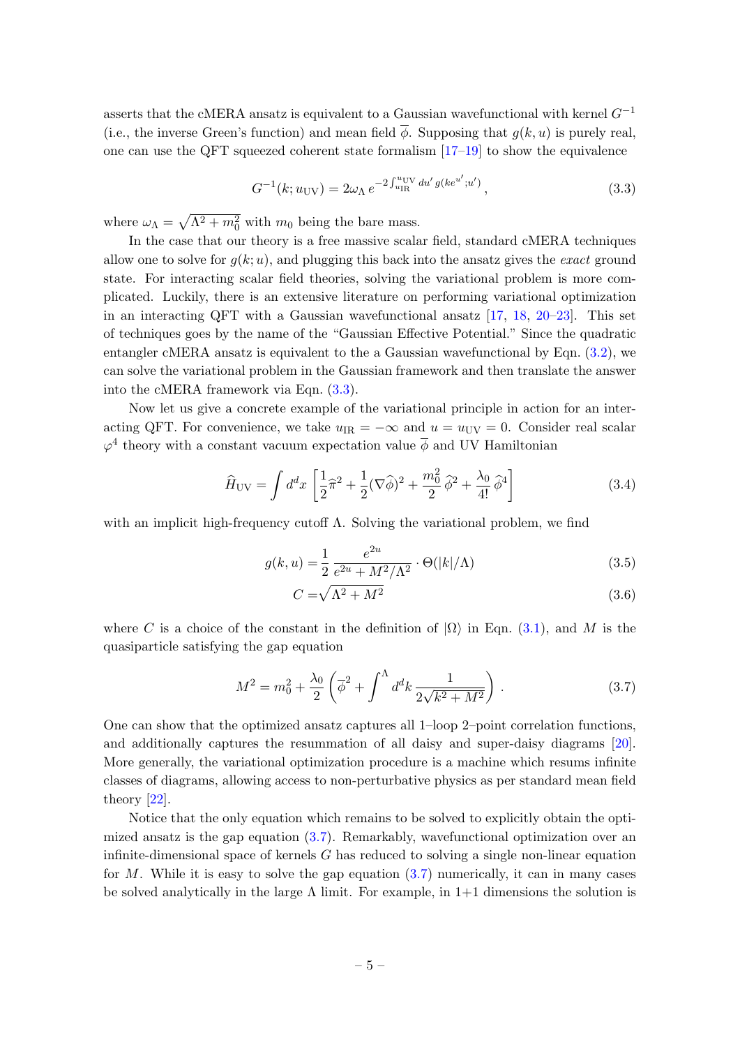asserts that the cMERA ansatz is equivalent to a Gaussian wavefunctional with kernel $G^{-1}$ (i.e., the inverse Green's function) and mean field $\overline{\phi}$. Supposing that $g(k,u)$ is purely real, one can use the QFT squeezed coherent state formalism [17–19] to show the equivalence

$$G^{-1}(k; u_{\text{UV}}) = 2\omega_\Lambda \, e^{-2\int_{u_{\text{IR}}}^{u_{\text{UV}}} du' \, g(ke^{u'}; u')}\,, \tag{3.3}$$

where $\omega_\Lambda = \sqrt{\Lambda^2 + m_0^2}$ with $m_0$ being the bare mass.

In the case that our theory is a free massive scalar field, standard cMERA techniques allow one to solve for $g(k;u)$, and plugging this back into the ansatz gives the *exact* ground state. For interacting scalar field theories, solving the variational problem is more complicated. Luckily, there is an extensive literature on performing variational optimization in an interacting QFT with a Gaussian wavefunctional ansatz [17, 18, 20–23]. This set of techniques goes by the name of the "Gaussian Effective Potential." Since the quadratic entangler cMERA ansatz is equivalent to the a Gaussian wavefunctional by Eqn. (3.2), we can solve the variational problem in the Gaussian framework and then translate the answer into the cMERA framework via Eqn. (3.3).

Now let us give a concrete example of the variational principle in action for an interacting QFT. For convenience, we take $u_{\text{IR}} = -\infty$ and $u = u_{\text{UV}} = 0$. Consider real scalar $\varphi^4$ theory with a constant vacuum expectation value $\overline{\phi}$ and UV Hamiltonian

$$\widehat{H}_{\text{UV}} = \int d^d x \left[\frac{1}{2}\widehat{\pi}^2 + \frac{1}{2}(\nabla\widehat{\phi})^2 + \frac{m_0^2}{2}\,\widehat{\phi}^2 + \frac{\lambda_0}{4!}\,\widehat{\phi}^4\right] \tag{3.4}$$

with an implicit high-frequency cutoff $\Lambda$. Solving the variational problem, we find

$$g(k,u) = \frac{1}{2}\,\frac{e^{2u}}{e^{2u} + M^2/\Lambda^2} \cdot \Theta(|k|/\Lambda) \tag{3.5}$$

$$C = \sqrt{\Lambda^2 + M^2} \tag{3.6}$$

where $C$ is a choice of the constant in the definition of $|\Omega\rangle$ in Eqn. (3.1), and $M$ is the quasiparticle satisfying the gap equation

$$M^2 = m_0^2 + \frac{\lambda_0}{2}\left(\overline{\phi}^2 + \int^\Lambda d^d k \, \frac{1}{2\sqrt{k^2 + M^2}}\right)\,. \tag{3.7}$$

One can show that the optimized ansatz captures all 1–loop 2–point correlation functions, and additionally captures the resummation of all daisy and super-daisy diagrams [20]. More generally, the variational optimization procedure is a machine which resums infinite classes of diagrams, allowing access to non-perturbative physics as per standard mean field theory [22].

Notice that the only equation which remains to be solved to explicitly obtain the optimized ansatz is the gap equation (3.7). Remarkably, wavefunctional optimization over an infinite-dimensional space of kernels $G$ has reduced to solving a single non-linear equation for $M$. While it is easy to solve the gap equation (3.7) numerically, it can in many cases be solved analytically in the large $\Lambda$ limit. For example, in 1+1 dimensions the solution is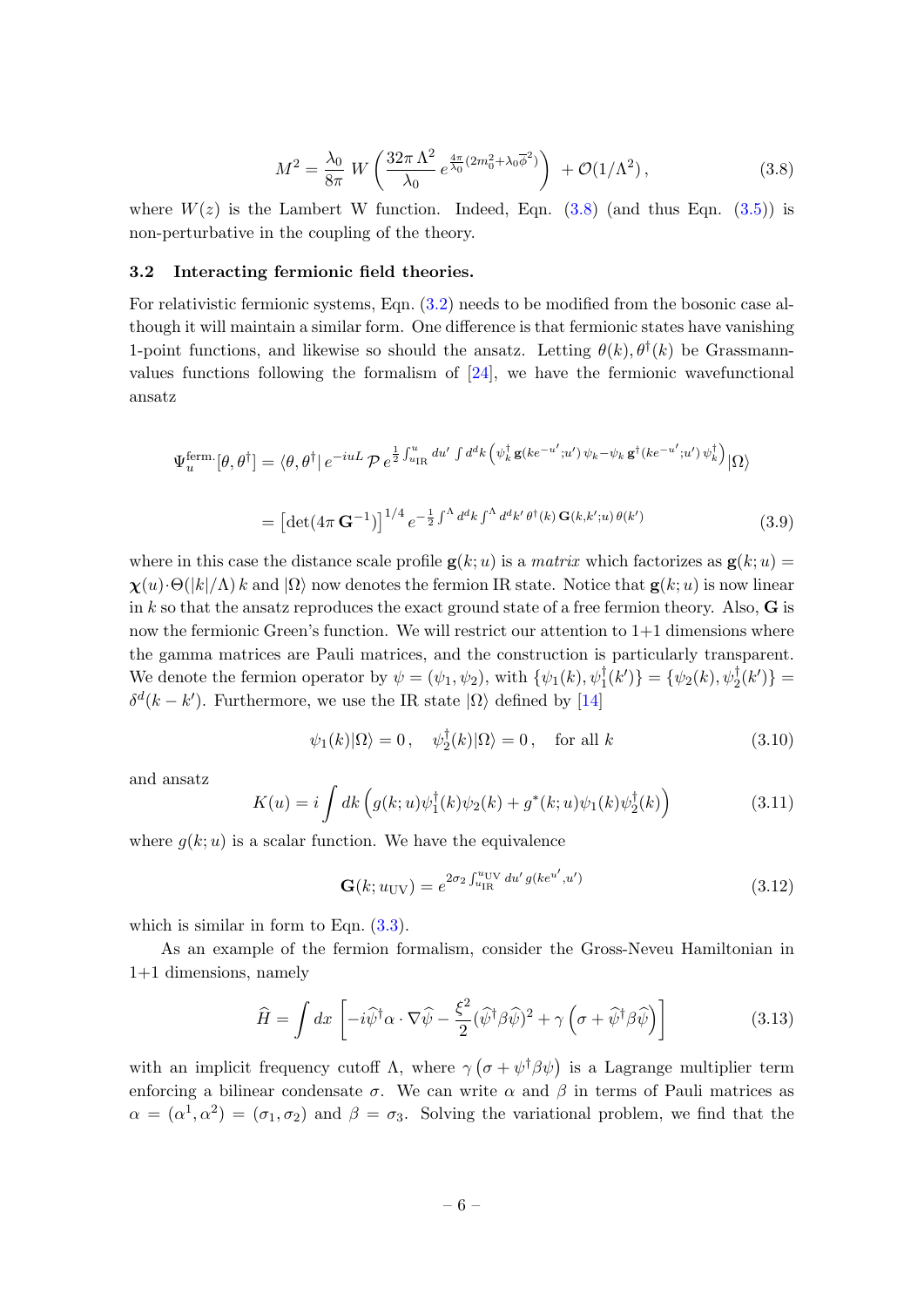$$M^2 = \frac{\lambda_0}{8\pi}\, W\left(\frac{32\pi\,\Lambda^2}{\lambda_0}\, e^{\frac{4\pi}{\lambda_0}(2m_0^2+\lambda_0\overline{\phi}^2)}\right) \, + \mathcal{O}(1/\Lambda^2)\,, \tag{3.8}$$

where $W(z)$ is the Lambert W function. Indeed, Eqn. (3.8) (and thus Eqn. (3.5)) is non-perturbative in the coupling of the theory.

### 3.2 Interacting fermionic field theories.

For relativistic fermionic systems, Eqn. (3.2) needs to be modified from the bosonic case although it will maintain a similar form. One difference is that fermionic states have vanishing 1-point functions, and likewise so should the ansatz. Letting $\theta(k), \theta^\dagger(k)$ be Grassmann-values functions following the formalism of [24], we have the fermionic wavefunctional ansatz

$$\begin{aligned}
\Psi_u^{\text{ferm.}}[\theta,\theta^\dagger] &= \langle \theta, \theta^\dagger |\, e^{-iuL}\, \mathcal{P}\, e^{\frac{1}{2}\int_{u_{\text{IR}}}^{u} du' \int d^dk \left(\psi_k^\dagger\, \mathbf{g}(ke^{-u'};u')\,\psi_k - \psi_k\, \mathbf{g}^\dagger(ke^{-u'};u')\,\psi_k^\dagger\right)} |\Omega\rangle \\
&= \left[\det(4\pi\, \mathbf{G}^{-1})\right]^{1/4} e^{-\frac{1}{2}\int^\Lambda d^dk \int^\Lambda d^dk'\, \theta^\dagger(k)\, \mathbf{G}(k,k';u)\,\theta(k')}
\end{aligned} \tag{3.9}$$

where in this case the distance scale profile $\mathbf{g}(k;u)$ is a *matrix* which factorizes as $\mathbf{g}(k;u) = \boldsymbol{\chi}(u)\cdot\Theta(|k|/\Lambda)\, k$ and $|\Omega\rangle$ now denotes the fermion IR state. Notice that $\mathbf{g}(k;u)$ is now linear in $k$ so that the ansatz reproduces the exact ground state of a free fermion theory. Also, $\mathbf{G}$ is now the fermionic Green's function. We will restrict our attention to 1+1 dimensions where the gamma matrices are Pauli matrices, and the construction is particularly transparent. We denote the fermion operator by $\psi = (\psi_1, \psi_2)$, with $\{\psi_1(k), \psi_1^\dagger(k')\} = \{\psi_2(k), \psi_2^\dagger(k')\} = \delta^d(k-k')$. Furthermore, we use the IR state $|\Omega\rangle$ defined by [14]

$$\psi_1(k)|\Omega\rangle = 0\,, \quad \psi_2^\dagger(k)|\Omega\rangle = 0\,, \quad \text{for all } k \tag{3.10}$$

and ansatz

$$K(u) = i\int dk\, \left(g(k;u)\psi_1^\dagger(k)\psi_2(k) + g^*(k;u)\psi_1(k)\psi_2^\dagger(k)\right) \tag{3.11}$$

where $g(k;u)$ is a scalar function. We have the equivalence

$$\mathbf{G}(k;u_{\text{UV}}) = e^{2\sigma_2\int_{u_{\text{IR}}}^{u_{\text{UV}}} du'\, g(ke^{u'},u')} \tag{3.12}$$

which is similar in form to Eqn. (3.3).

As an example of the fermion formalism, consider the Gross-Neveu Hamiltonian in 1+1 dimensions, namely

$$\widehat{H} = \int dx\, \left[-i\widehat{\psi}^\dagger\alpha\cdot\nabla\widehat{\psi} - \frac{\xi^2}{2}(\widehat{\psi}^\dagger\beta\widehat{\psi})^2 + \gamma\left(\sigma + \widehat{\psi}^\dagger\beta\widehat{\psi}\right)\right] \tag{3.13}$$

with an implicit frequency cutoff $\Lambda$, where $\gamma\left(\sigma + \psi^\dagger\beta\psi\right)$ is a Lagrange multiplier term enforcing a bilinear condensate $\sigma$. We can write $\alpha$ and $\beta$ in terms of Pauli matrices as $\alpha = (\alpha^1, \alpha^2) = (\sigma_1, \sigma_2)$ and $\beta = \sigma_3$. Solving the variational problem, we find that the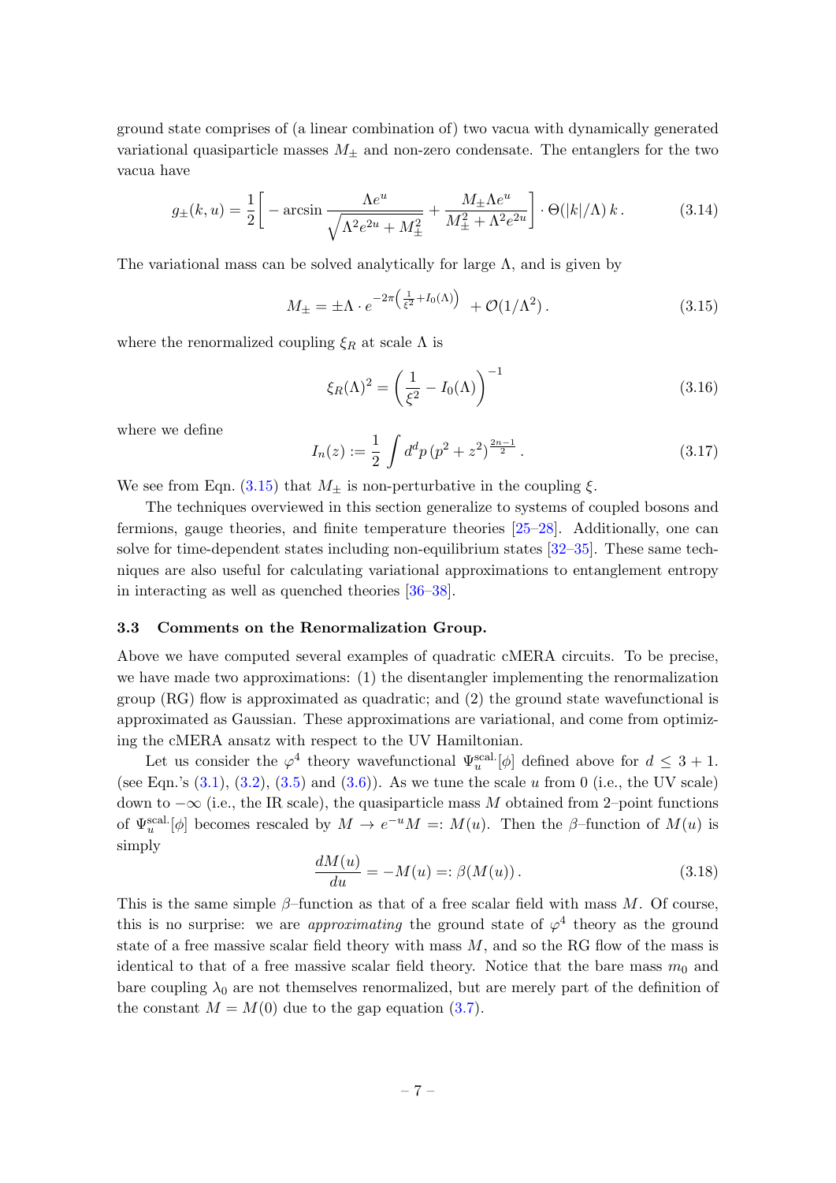ground state comprises of (a linear combination of) two vacua with dynamically generated variational quasiparticle masses $M_\pm$ and non-zero condensate. The entanglers for the two vacua have

$$g_\pm(k,u) = \frac{1}{2}\left[ -\arcsin \frac{\Lambda e^u}{\sqrt{\Lambda^2 e^{2u} + M_\pm^2}} + \frac{M_\pm \Lambda e^u}{M_\pm^2 + \Lambda^2 e^{2u}}\right] \cdot \Theta(|k|/\Lambda)\, k\,. \tag{3.14}$$

The variational mass can be solved analytically for large $\Lambda$, and is given by

$$M_\pm = \pm \Lambda \cdot e^{-2\pi\left(\frac{1}{\xi^2} + I_0(\Lambda)\right)} + \mathcal{O}(1/\Lambda^2)\,. \tag{3.15}$$

where the renormalized coupling $\xi_R$ at scale $\Lambda$ is

$$\xi_R(\Lambda)^2 = \left(\frac{1}{\xi^2} - I_0(\Lambda)\right)^{-1} \tag{3.16}$$

where we define

$$I_n(z) := \frac{1}{2}\int d^d p\, (p^2 + z^2)^{\frac{2n-1}{2}}\,. \tag{3.17}$$

We see from Eqn. (3.15) that $M_\pm$ is non-perturbative in the coupling $\xi$.

The techniques overviewed in this section generalize to systems of coupled bosons and fermions, gauge theories, and finite temperature theories [25–28]. Additionally, one can solve for time-dependent states including non-equilibrium states [32–35]. These same techniques are also useful for calculating variational approximations to entanglement entropy in interacting as well as quenched theories [36–38].

### 3.3 Comments on the Renormalization Group.

Above we have computed several examples of quadratic cMERA circuits. To be precise, we have made two approximations: (1) the disentangler implementing the renormalization group (RG) flow is approximated as quadratic; and (2) the ground state wavefunctional is approximated as Gaussian. These approximations are variational, and come from optimizing the cMERA ansatz with respect to the UV Hamiltonian.

Let us consider the $\varphi^4$ theory wavefunctional $\Psi_u^{\text{scal.}}[\phi]$ defined above for $d \leq 3+1$. (see Eqn.'s (3.1), (3.2), (3.5) and (3.6)). As we tune the scale $u$ from 0 (i.e., the UV scale) down to $-\infty$ (i.e., the IR scale), the quasiparticle mass $M$ obtained from 2–point functions of $\Psi_u^{\text{scal.}}[\phi]$ becomes rescaled by $M \to e^{-u}M =: M(u)$. Then the $\beta$–function of $M(u)$ is simply

$$\frac{dM(u)}{du} = -M(u) =: \beta(M(u))\,. \tag{3.18}$$

This is the same simple $\beta$–function as that of a free scalar field with mass $M$. Of course, this is no surprise: we are *approximating* the ground state of $\varphi^4$ theory as the ground state of a free massive scalar field theory with mass $M$, and so the RG flow of the mass is identical to that of a free massive scalar field theory. Notice that the bare mass $m_0$ and bare coupling $\lambda_0$ are not themselves renormalized, but are merely part of the definition of the constant $M = M(0)$ due to the gap equation (3.7).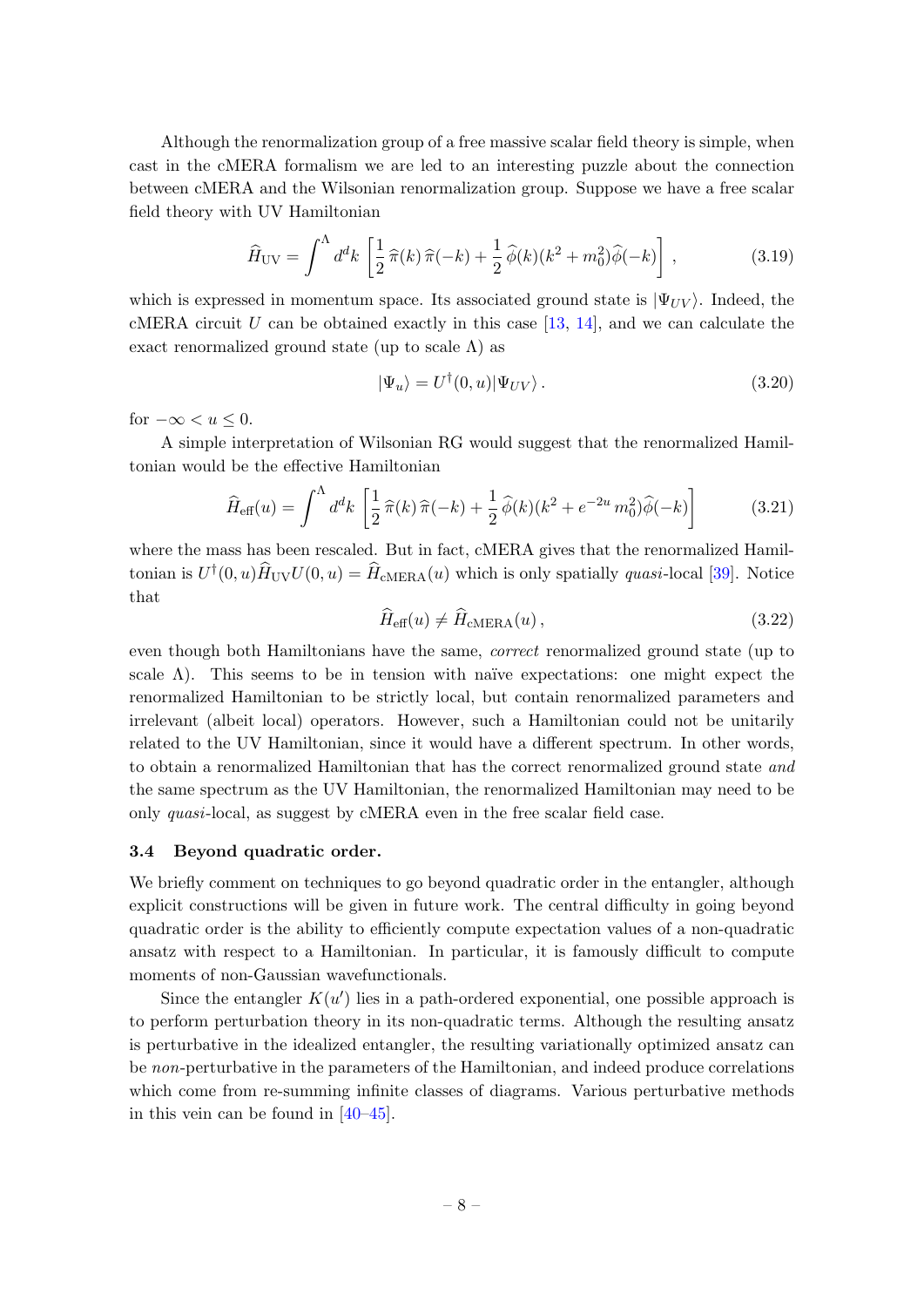Although the renormalization group of a free massive scalar field theory is simple, when cast in the cMERA formalism we are led to an interesting puzzle about the connection between cMERA and the Wilsonian renormalization group. Suppose we have a free scalar field theory with UV Hamiltonian

$$\widehat{H}_{\text{UV}} = \int^{\Lambda} d^d k \left[ \frac{1}{2}\,\widehat{\pi}(k)\,\widehat{\pi}(-k) + \frac{1}{2}\,\widehat{\phi}(k)(k^2 + m_0^2)\widehat{\phi}(-k) \right] , \tag{3.19}$$

which is expressed in momentum space. Its associated ground state is $|\Psi_{UV}\rangle$. Indeed, the cMERA circuit $U$ can be obtained exactly in this case [13, 14], and we can calculate the exact renormalized ground state (up to scale $\Lambda$) as

$$|\Psi_u\rangle = U^\dagger(0,u)|\Psi_{UV}\rangle\,. \tag{3.20}$$

for $-\infty < u \leq 0$.

A simple interpretation of Wilsonian RG would suggest that the renormalized Hamiltonian would be the effective Hamiltonian

$$\widehat{H}_{\text{eff}}(u) = \int^{\Lambda} d^d k \left[ \frac{1}{2}\,\widehat{\pi}(k)\,\widehat{\pi}(-k) + \frac{1}{2}\,\widehat{\phi}(k)(k^2 + e^{-2u}\,m_0^2)\widehat{\phi}(-k) \right] \tag{3.21}$$

where the mass has been rescaled. But in fact, cMERA gives that the renormalized Hamiltonian is $U^\dagger(0,u)\widehat{H}_{\text{UV}}U(0,u) = \widehat{H}_{\text{cMERA}}(u)$ which is only spatially *quasi*-local [39]. Notice that

$$\widehat{H}_{\text{eff}}(u) \neq \widehat{H}_{\text{cMERA}}(u)\,, \tag{3.22}$$

even though both Hamiltonians have the same, *correct* renormalized ground state (up to scale $\Lambda$). This seems to be in tension with naïve expectations: one might expect the renormalized Hamiltonian to be strictly local, but contain renormalized parameters and irrelevant (albeit local) operators. However, such a Hamiltonian could not be unitarily related to the UV Hamiltonian, since it would have a different spectrum. In other words, to obtain a renormalized Hamiltonian that has the correct renormalized ground state *and* the same spectrum as the UV Hamiltonian, the renormalized Hamiltonian may need to be only *quasi*-local, as suggest by cMERA even in the free scalar field case.

### 3.4 Beyond quadratic order.

We briefly comment on techniques to go beyond quadratic order in the entangler, although explicit constructions will be given in future work. The central difficulty in going beyond quadratic order is the ability to efficiently compute expectation values of a non-quadratic ansatz with respect to a Hamiltonian. In particular, it is famously difficult to compute moments of non-Gaussian wavefunctionals.

Since the entangler $K(u')$ lies in a path-ordered exponential, one possible approach is to perform perturbation theory in its non-quadratic terms. Although the resulting ansatz is perturbative in the idealized entangler, the resulting variationally optimized ansatz can be *non*-perturbative in the parameters of the Hamiltonian, and indeed produce correlations which come from re-summing infinite classes of diagrams. Various perturbative methods in this vein can be found in [40–45].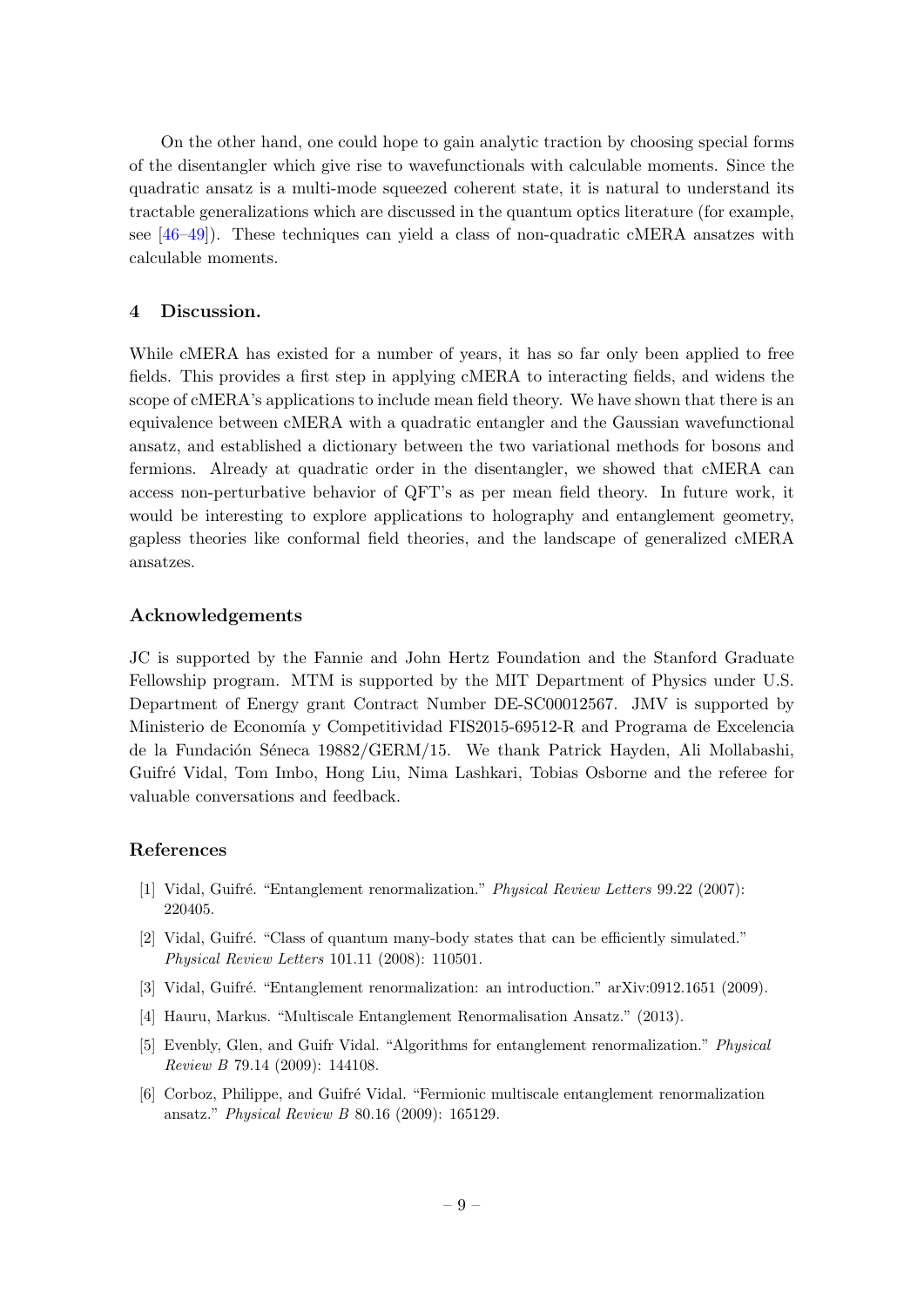On the other hand, one could hope to gain analytic traction by choosing special forms of the disentangler which give rise to wavefunctionals with calculable moments. Since the quadratic ansatz is a multi-mode squeezed coherent state, it is natural to understand its tractable generalizations which are discussed in the quantum optics literature (for example, see [46–49]). These techniques can yield a class of non-quadratic cMERA ansatzes with calculable moments.

## 4 Discussion.

While cMERA has existed for a number of years, it has so far only been applied to free fields. This provides a first step in applying cMERA to interacting fields, and widens the scope of cMERA's applications to include mean field theory. We have shown that there is an equivalence between cMERA with a quadratic entangler and the Gaussian wavefunctional ansatz, and established a dictionary between the two variational methods for bosons and fermions. Already at quadratic order in the disentangler, we showed that cMERA can access non-perturbative behavior of QFT's as per mean field theory. In future work, it would be interesting to explore applications to holography and entanglement geometry, gapless theories like conformal field theories, and the landscape of generalized cMERA ansatzes.

## Acknowledgements

JC is supported by the Fannie and John Hertz Foundation and the Stanford Graduate Fellowship program. MTM is supported by the MIT Department of Physics under U.S. Department of Energy grant Contract Number DE-SC00012567. JMV is supported by Ministerio de Economía y Competitividad FIS2015-69512-R and Programa de Excelencia de la Fundación Séneca 19882/GERM/15. We thank Patrick Hayden, Ali Mollabashi, Guifré Vidal, Tom Imbo, Hong Liu, Nima Lashkari, Tobias Osborne and the referee for valuable conversations and feedback.

## References

[1] Vidal, Guifré. "Entanglement renormalization." *Physical Review Letters* 99.22 (2007): 220405.

[2] Vidal, Guifré. "Class of quantum many-body states that can be efficiently simulated." *Physical Review Letters* 101.11 (2008): 110501.

[3] Vidal, Guifré. "Entanglement renormalization: an introduction." arXiv:0912.1651 (2009).

[4] Hauru, Markus. "Multiscale Entanglement Renormalisation Ansatz." (2013).

[5] Evenbly, Glen, and Guifr Vidal. "Algorithms for entanglement renormalization." *Physical Review B* 79.14 (2009): 144108.

[6] Corboz, Philippe, and Guifré Vidal. "Fermionic multiscale entanglement renormalization ansatz." *Physical Review B* 80.16 (2009): 165129.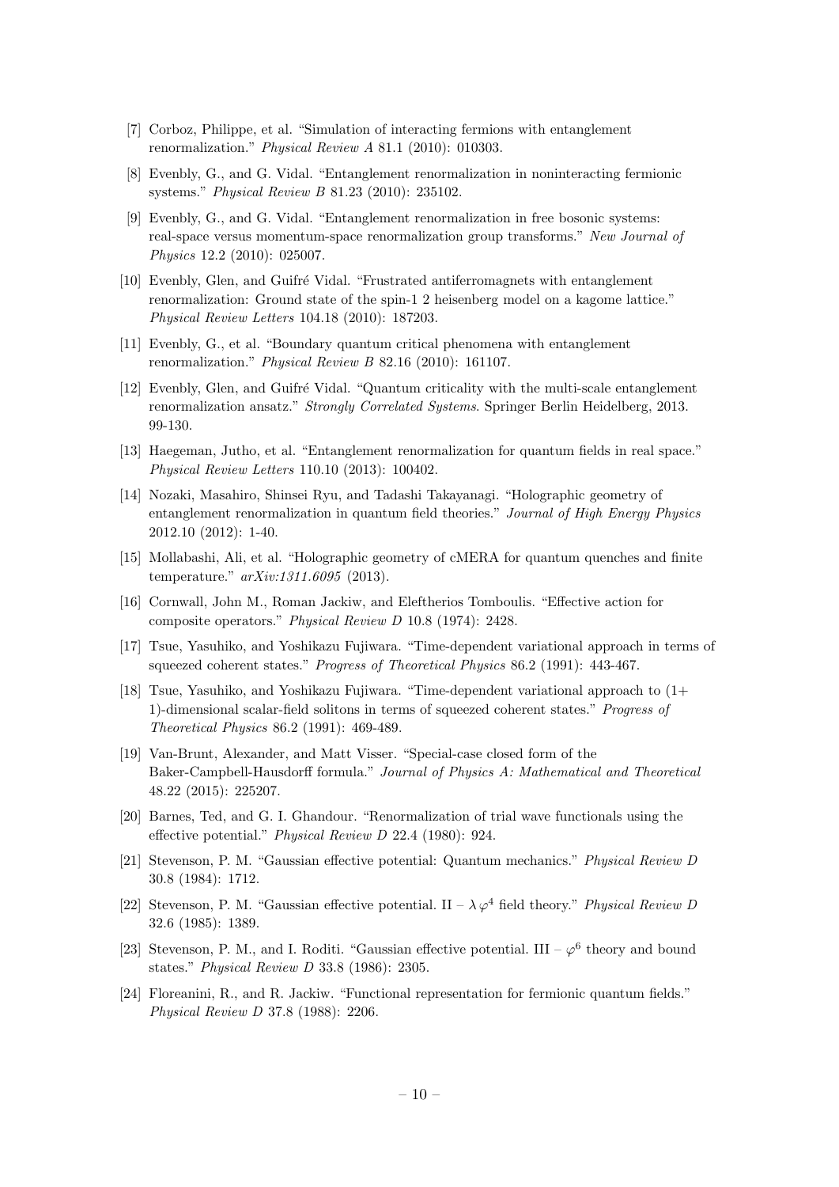[7] Corboz, Philippe, et al. "Simulation of interacting fermions with entanglement renormalization." *Physical Review A* 81.1 (2010): 010303.

[8] Evenbly, G., and G. Vidal. "Entanglement renormalization in noninteracting fermionic systems." *Physical Review B* 81.23 (2010): 235102.

[9] Evenbly, G., and G. Vidal. "Entanglement renormalization in free bosonic systems: real-space versus momentum-space renormalization group transforms." *New Journal of Physics* 12.2 (2010): 025007.

[10] Evenbly, Glen, and Guifré Vidal. "Frustrated antiferromagnets with entanglement renormalization: Ground state of the spin-1 2 heisenberg model on a kagome lattice." *Physical Review Letters* 104.18 (2010): 187203.

[11] Evenbly, G., et al. "Boundary quantum critical phenomena with entanglement renormalization." *Physical Review B* 82.16 (2010): 161107.

[12] Evenbly, Glen, and Guifré Vidal. "Quantum criticality with the multi-scale entanglement renormalization ansatz." *Strongly Correlated Systems*. Springer Berlin Heidelberg, 2013. 99-130.

[13] Haegeman, Jutho, et al. "Entanglement renormalization for quantum fields in real space." *Physical Review Letters* 110.10 (2013): 100402.

[14] Nozaki, Masahiro, Shinsei Ryu, and Tadashi Takayanagi. "Holographic geometry of entanglement renormalization in quantum field theories." *Journal of High Energy Physics* 2012.10 (2012): 1-40.

[15] Mollabashi, Ali, et al. "Holographic geometry of cMERA for quantum quenches and finite temperature." *arXiv:1311.6095* (2013).

[16] Cornwall, John M., Roman Jackiw, and Eleftherios Tomboulis. "Effective action for composite operators." *Physical Review D* 10.8 (1974): 2428.

[17] Tsue, Yasuhiko, and Yoshikazu Fujiwara. "Time-dependent variational approach in terms of squeezed coherent states." *Progress of Theoretical Physics* 86.2 (1991): 443-467.

[18] Tsue, Yasuhiko, and Yoshikazu Fujiwara. "Time-dependent variational approach to (1+ 1)-dimensional scalar-field solitons in terms of squeezed coherent states." *Progress of Theoretical Physics* 86.2 (1991): 469-489.

[19] Van-Brunt, Alexander, and Matt Visser. "Special-case closed form of the Baker-Campbell-Hausdorff formula." *Journal of Physics A: Mathematical and Theoretical* 48.22 (2015): 225207.

[20] Barnes, Ted, and G. I. Ghandour. "Renormalization of trial wave functionals using the effective potential." *Physical Review D* 22.4 (1980): 924.

[21] Stevenson, P. M. "Gaussian effective potential: Quantum mechanics." *Physical Review D* 30.8 (1984): 1712.

[22] Stevenson, P. M. "Gaussian effective potential. II – $\lambda \varphi^4$ field theory." *Physical Review D* 32.6 (1985): 1389.

[23] Stevenson, P. M., and I. Roditi. "Gaussian effective potential. III – $\varphi^6$ theory and bound states." *Physical Review D* 33.8 (1986): 2305.

[24] Floreanini, R., and R. Jackiw. "Functional representation for fermionic quantum fields." *Physical Review D* 37.8 (1988): 2206.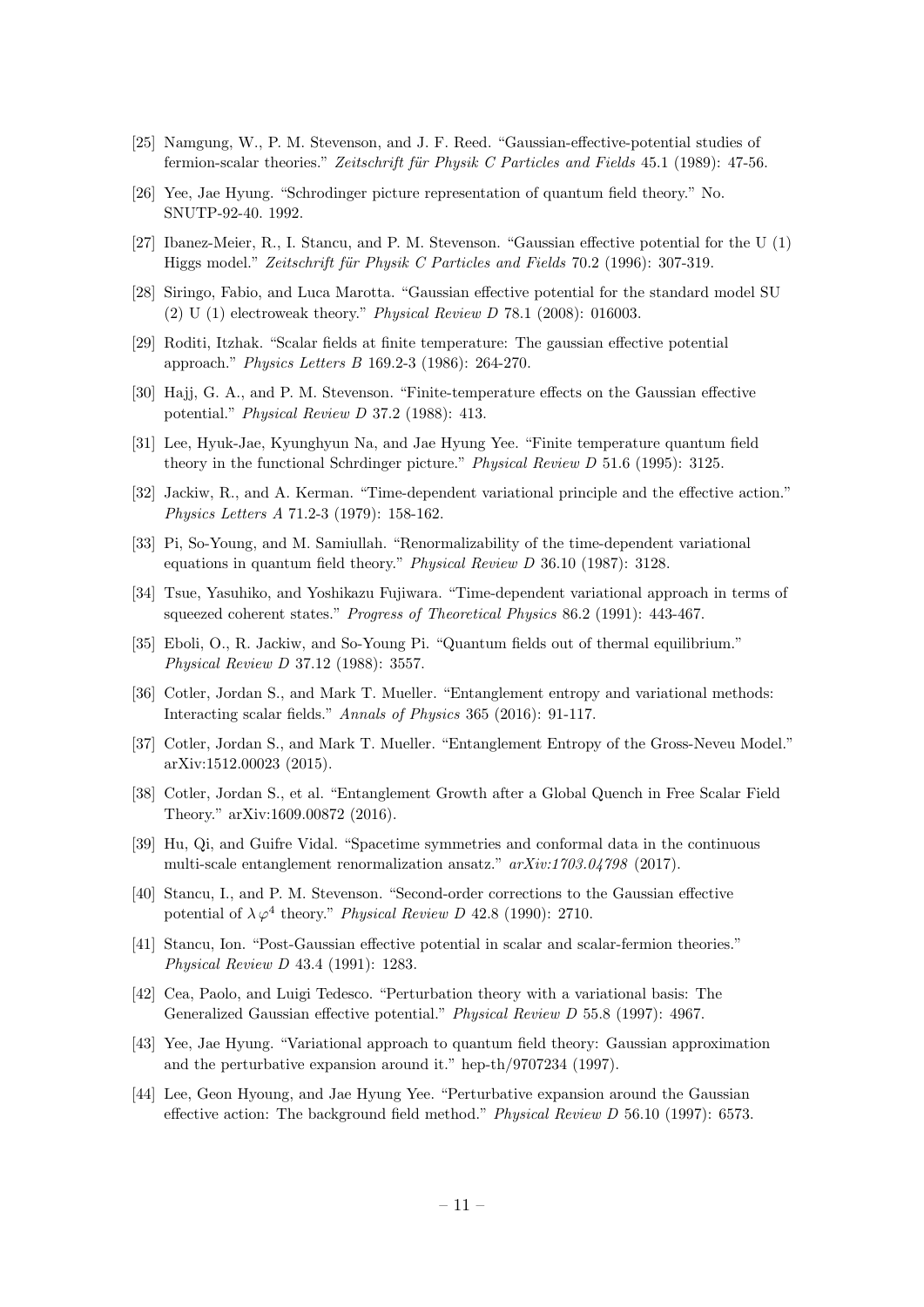[25] Namgung, W., P. M. Stevenson, and J. F. Reed. "Gaussian-effective-potential studies of fermion-scalar theories." *Zeitschrift für Physik C Particles and Fields* 45.1 (1989): 47-56.

[26] Yee, Jae Hyung. "Schrodinger picture representation of quantum field theory." No. SNUTP-92-40. 1992.

[27] Ibanez-Meier, R., I. Stancu, and P. M. Stevenson. "Gaussian effective potential for the U (1) Higgs model." *Zeitschrift für Physik C Particles and Fields* 70.2 (1996): 307-319.

[28] Siringo, Fabio, and Luca Marotta. "Gaussian effective potential for the standard model SU (2) U (1) electroweak theory." *Physical Review D* 78.1 (2008): 016003.

[29] Roditi, Itzhak. "Scalar fields at finite temperature: The gaussian effective potential approach." *Physics Letters B* 169.2-3 (1986): 264-270.

[30] Hajj, G. A., and P. M. Stevenson. "Finite-temperature effects on the Gaussian effective potential." *Physical Review D* 37.2 (1988): 413.

[31] Lee, Hyuk-Jae, Kyunghyun Na, and Jae Hyung Yee. "Finite temperature quantum field theory in the functional Schrdinger picture." *Physical Review D* 51.6 (1995): 3125.

[32] Jackiw, R., and A. Kerman. "Time-dependent variational principle and the effective action." *Physics Letters A* 71.2-3 (1979): 158-162.

[33] Pi, So-Young, and M. Samiullah. "Renormalizability of the time-dependent variational equations in quantum field theory." *Physical Review D* 36.10 (1987): 3128.

[34] Tsue, Yasuhiko, and Yoshikazu Fujiwara. "Time-dependent variational approach in terms of squeezed coherent states." *Progress of Theoretical Physics* 86.2 (1991): 443-467.

[35] Eboli, O., R. Jackiw, and So-Young Pi. "Quantum fields out of thermal equilibrium." *Physical Review D* 37.12 (1988): 3557.

[36] Cotler, Jordan S., and Mark T. Mueller. "Entanglement entropy and variational methods: Interacting scalar fields." *Annals of Physics* 365 (2016): 91-117.

[37] Cotler, Jordan S., and Mark T. Mueller. "Entanglement Entropy of the Gross-Neveu Model." arXiv:1512.00023 (2015).

[38] Cotler, Jordan S., et al. "Entanglement Growth after a Global Quench in Free Scalar Field Theory." arXiv:1609.00872 (2016).

[39] Hu, Qi, and Guifre Vidal. "Spacetime symmetries and conformal data in the continuous multi-scale entanglement renormalization ansatz." *arXiv:1703.04798* (2017).

[40] Stancu, I., and P. M. Stevenson. "Second-order corrections to the Gaussian effective potential of $\lambda\varphi^4$ theory." *Physical Review D* 42.8 (1990): 2710.

[41] Stancu, Ion. "Post-Gaussian effective potential in scalar and scalar-fermion theories." *Physical Review D* 43.4 (1991): 1283.

[42] Cea, Paolo, and Luigi Tedesco. "Perturbation theory with a variational basis: The Generalized Gaussian effective potential." *Physical Review D* 55.8 (1997): 4967.

[43] Yee, Jae Hyung. "Variational approach to quantum field theory: Gaussian approximation and the perturbative expansion around it." hep-th/9707234 (1997).

[44] Lee, Geon Hyoung, and Jae Hyung Yee. "Perturbative expansion around the Gaussian effective action: The background field method." *Physical Review D* 56.10 (1997): 6573.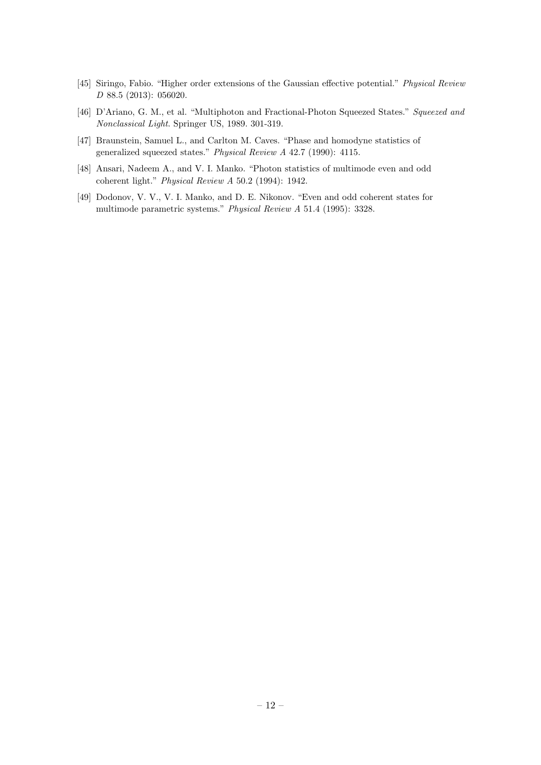[45] Siringo, Fabio. "Higher order extensions of the Gaussian effective potential." *Physical Review D* 88.5 (2013): 056020.

[46] D'Ariano, G. M., et al. "Multiphoton and Fractional-Photon Squeezed States." *Squeezed and Nonclassical Light*. Springer US, 1989. 301-319.

[47] Braunstein, Samuel L., and Carlton M. Caves. "Phase and homodyne statistics of generalized squeezed states." *Physical Review A* 42.7 (1990): 4115.

[48] Ansari, Nadeem A., and V. I. Manko. "Photon statistics of multimode even and odd coherent light." *Physical Review A* 50.2 (1994): 1942.

[49] Dodonov, V. V., V. I. Manko, and D. E. Nikonov. "Even and odd coherent states for multimode parametric systems." *Physical Review A* 51.4 (1995): 3328.